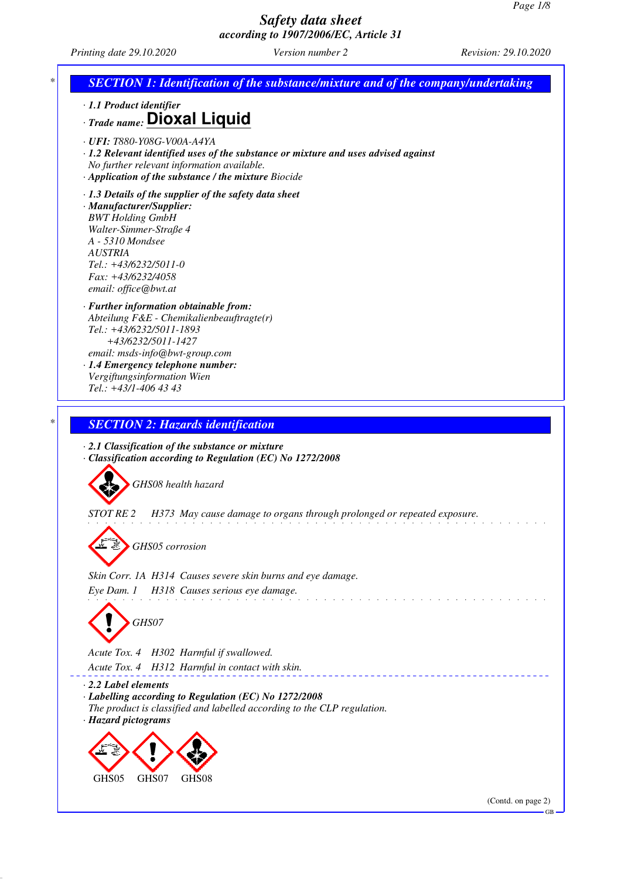# Safety data sheet
## according to 1907/2006/EC, Article 31

Printing date 29.10.2020 | Version number 2 | Revision: 29.10.2020

## SECTION 1: Identification of the substance/mixture and of the company/undertaking

- **1.1 Product identifier**
- **Trade name: Dioxal Liquid**
- **UFI:** T880-Y08G-V00A-A4YA
- **1.2 Relevant identified uses of the substance or mixture and uses advised against**
  No further relevant information available.
- **Application of the substance / the mixture** Biocide
- **1.3 Details of the supplier of the safety data sheet**
- **Manufacturer/Supplier:**
  BWT Holding GmbH
  Walter-Simmer-Straße 4
  A - 5310 Mondsee
  AUSTRIA
  Tel.: +43/6232/5011-0
  Fax: +43/6232/4058
  email: office@bwt.at
- **Further information obtainable from:**
  Abteilung F&E - Chemikalienbeauftragte(r)
  Tel.: +43/6232/5011-1893
  +43/6232/5011-1427
  email: msds-info@bwt-group.com
- **1.4 Emergency telephone number:**
  Vergiftungsinformation Wien
  Tel.: +43/1-406 43 43

## SECTION 2: Hazards identification

- **2.1 Classification of the substance or mixture**
- **Classification according to Regulation (EC) No 1272/2008**

GHS08 health hazard

STOT RE 2 H373 May cause damage to organs through prolonged or repeated exposure.

GHS05 corrosion

Skin Corr. 1A H314 Causes severe skin burns and eye damage.

Eye Dam. 1 H318 Causes serious eye damage.

GHS07

Acute Tox. 4 H302 Harmful if swallowed.

Acute Tox. 4 H312 Harmful in contact with skin.

- **2.2 Label elements**
- **Labelling according to Regulation (EC) No 1272/2008**
  The product is classified and labelled according to the CLP regulation.
- **Hazard pictograms**

GHS05 GHS07 GHS08

(Contd. on page 2)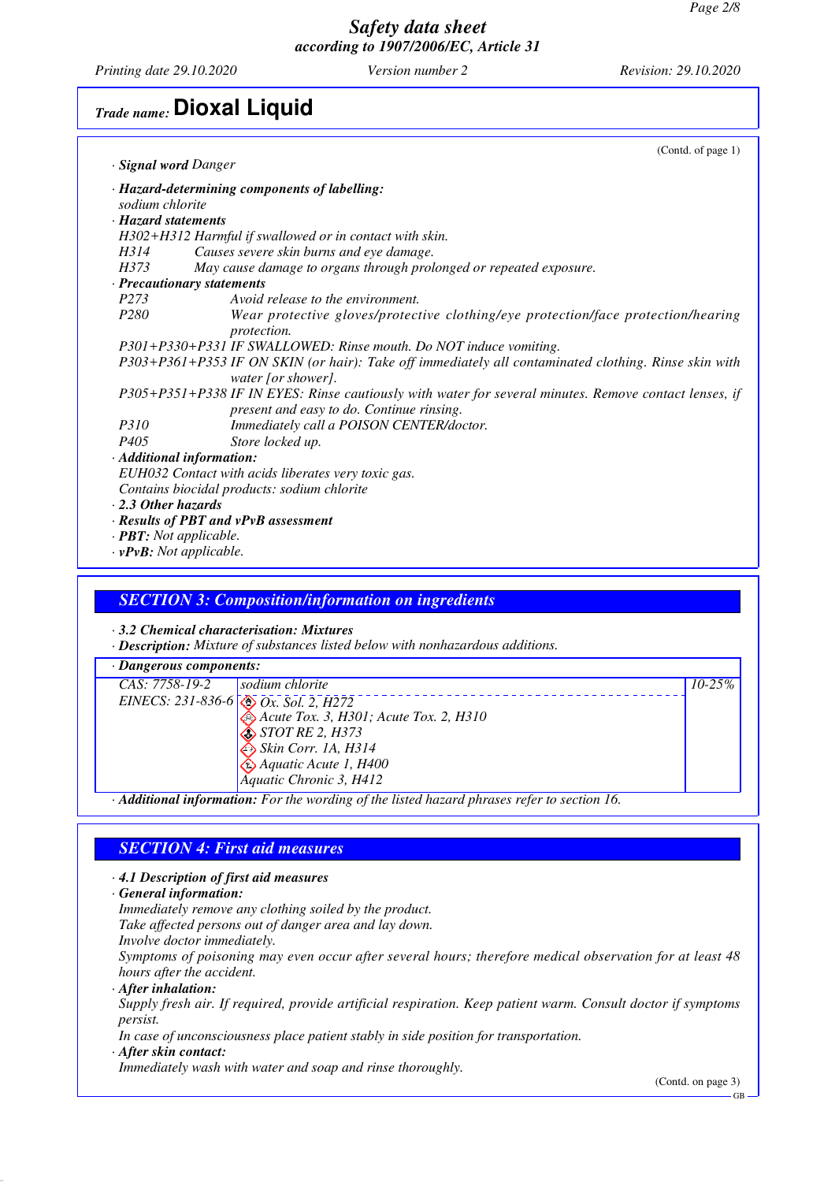# Safety data sheet
## according to 1907/2006/EC, Article 31

Printing date 29.10.2020 Version number 2 Revision: 29.10.2020

## Trade name: Dioxal Liquid

(Contd. of page 1)

· **Signal word** Danger

· **Hazard-determining components of labelling:**
sodium chlorite

· **Hazard statements**
H302+H312 Harmful if swallowed or in contact with skin.
H314 Causes severe skin burns and eye damage.
H373 May cause damage to organs through prolonged or repeated exposure.

· **Precautionary statements**
P273 Avoid release to the environment.
P280 Wear protective gloves/protective clothing/eye protection/face protection/hearing protection.
P301+P330+P331 IF SWALLOWED: Rinse mouth. Do NOT induce vomiting.
P303+P361+P353 IF ON SKIN (or hair): Take off immediately all contaminated clothing. Rinse skin with water [or shower].
P305+P351+P338 IF IN EYES: Rinse cautiously with water for several minutes. Remove contact lenses, if present and easy to do. Continue rinsing.
P310 Immediately call a POISON CENTER/doctor.
P405 Store locked up.

· **Additional information:**
EUH032 Contact with acids liberates very toxic gas.
Contains biocidal products: sodium chlorite

· **2.3 Other hazards**
· **Results of PBT and vPvB assessment**
· **PBT:** Not applicable.
· **vPvB:** Not applicable.

## SECTION 3: Composition/information on ingredients

· **3.2 Chemical characterisation: Mixtures**
· **Description:** Mixture of substances listed below with nonhazardous additions.

| · Dangerous components: | | |
|---|---|---|
| CAS: 7758-19-2<br>EINECS: 231-836-6 | sodium chlorite<br>Ox. Sol. 2, H272<br>Acute Tox. 3, H301; Acute Tox. 2, H310<br>STOT RE 2, H373<br>Skin Corr. 1A, H314<br>Aquatic Acute 1, H400<br>Aquatic Chronic 3, H412 | 10-25% |

· **Additional information:** For the wording of the listed hazard phrases refer to section 16.

## SECTION 4: First aid measures

· **4.1 Description of first aid measures**

· **General information:**
Immediately remove any clothing soiled by the product.
Take affected persons out of danger area and lay down.
Involve doctor immediately.
Symptoms of poisoning may even occur after several hours; therefore medical observation for at least 48 hours after the accident.

· **After inhalation:**
Supply fresh air. If required, provide artificial respiration. Keep patient warm. Consult doctor if symptoms persist.
In case of unconsciousness place patient stably in side position for transportation.

· **After skin contact:**
Immediately wash with water and soap and rinse thoroughly.

(Contd. on page 3)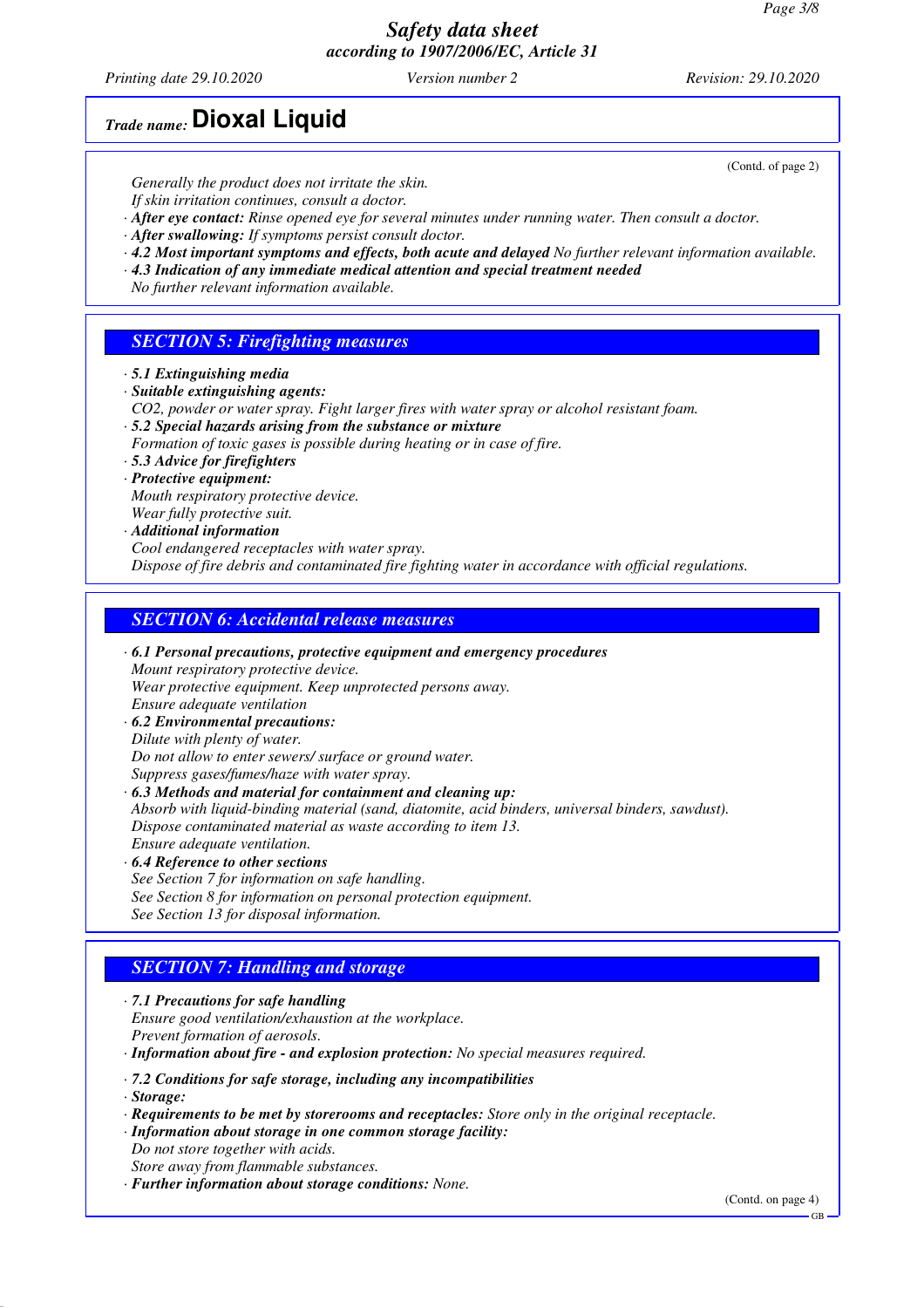*Generally the product does not irritate the skin.*
*If skin irritation continues, consult a doctor.*
· ***After eye contact:*** *Rinse opened eye for several minutes under running water. Then consult a doctor.*
· ***After swallowing:*** *If symptoms persist consult doctor.*
· ***4.2 Most important symptoms and effects, both acute and delayed*** *No further relevant information available.*
· ***4.3 Indication of any immediate medical attention and special treatment needed***
*No further relevant information available.*

## SECTION 5: Firefighting measures

· ***5.1 Extinguishing media***
· ***Suitable extinguishing agents:***
*CO2, powder or water spray. Fight larger fires with water spray or alcohol resistant foam.*
· ***5.2 Special hazards arising from the substance or mixture***
*Formation of toxic gases is possible during heating or in case of fire.*
· ***5.3 Advice for firefighters***
· ***Protective equipment:***
*Mouth respiratory protective device.*
*Wear fully protective suit.*
· ***Additional information***
*Cool endangered receptacles with water spray.*
*Dispose of fire debris and contaminated fire fighting water in accordance with official regulations.*

## SECTION 6: Accidental release measures

· ***6.1 Personal precautions, protective equipment and emergency procedures***
*Mount respiratory protective device.*
*Wear protective equipment. Keep unprotected persons away.*
*Ensure adequate ventilation*
· ***6.2 Environmental precautions:***
*Dilute with plenty of water.*
*Do not allow to enter sewers/ surface or ground water.*
*Suppress gases/fumes/haze with water spray.*
· ***6.3 Methods and material for containment and cleaning up:***
*Absorb with liquid-binding material (sand, diatomite, acid binders, universal binders, sawdust).*
*Dispose contaminated material as waste according to item 13.*
*Ensure adequate ventilation.*
· ***6.4 Reference to other sections***
*See Section 7 for information on safe handling.*
*See Section 8 for information on personal protection equipment.*
*See Section 13 for disposal information.*

## SECTION 7: Handling and storage

· ***7.1 Precautions for safe handling***
*Ensure good ventilation/exhaustion at the workplace.*
*Prevent formation of aerosols.*
· ***Information about fire - and explosion protection:*** *No special measures required.*

· ***7.2 Conditions for safe storage, including any incompatibilities***
· ***Storage:***
· ***Requirements to be met by storerooms and receptacles:*** *Store only in the original receptacle.*
· ***Information about storage in one common storage facility:***
*Do not store together with acids.*
*Store away from flammable substances.*
· ***Further information about storage conditions:*** *None.*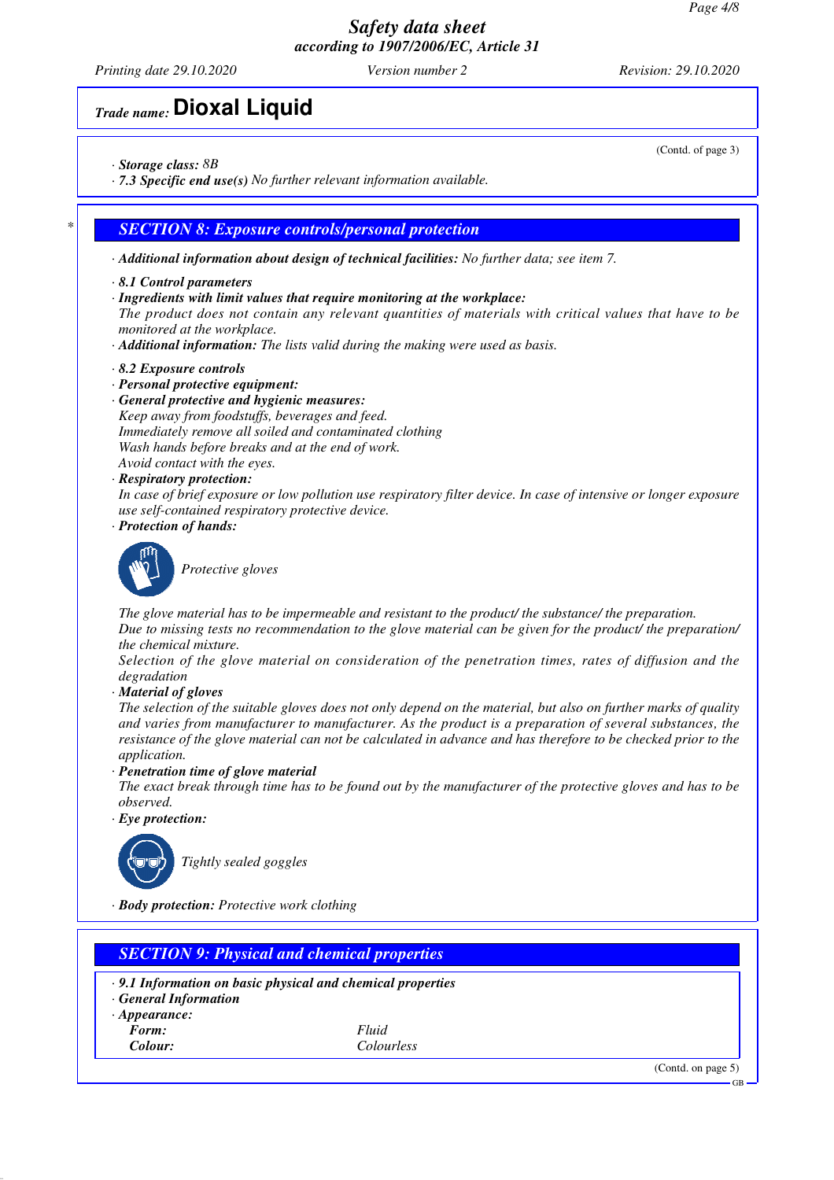(Contd. of page 3)

· **Storage class:** 8B
· **7.3 Specific end use(s)** No further relevant information available.

## * SECTION 8: Exposure controls/personal protection

· **Additional information about design of technical facilities:** No further data; see item 7.

· **8.1 Control parameters**
· **Ingredients with limit values that require monitoring at the workplace:**
The product does not contain any relevant quantities of materials with critical values that have to be monitored at the workplace.
· **Additional information:** The lists valid during the making were used as basis.

· **8.2 Exposure controls**
· **Personal protective equipment:**
· **General protective and hygienic measures:**
Keep away from foodstuffs, beverages and feed.
Immediately remove all soiled and contaminated clothing
Wash hands before breaks and at the end of work.
Avoid contact with the eyes.
· **Respiratory protection:**
In case of brief exposure or low pollution use respiratory filter device. In case of intensive or longer exposure use self-contained respiratory protective device.
· **Protection of hands:**

Protective gloves

The glove material has to be impermeable and resistant to the product/ the substance/ the preparation.
Due to missing tests no recommendation to the glove material can be given for the product/ the preparation/ the chemical mixture.
Selection of the glove material on consideration of the penetration times, rates of diffusion and the degradation
· **Material of gloves**
The selection of the suitable gloves does not only depend on the material, but also on further marks of quality and varies from manufacturer to manufacturer. As the product is a preparation of several substances, the resistance of the glove material can not be calculated in advance and has therefore to be checked prior to the application.
· **Penetration time of glove material**
The exact break through time has to be found out by the manufacturer of the protective gloves and has to be observed.
· **Eye protection:**

Tightly sealed goggles

· **Body protection:** Protective work clothing

## SECTION 9: Physical and chemical properties

· **9.1 Information on basic physical and chemical properties**
· **General Information**
· **Appearance:**

| | |
|---|---|
| **Form:** | Fluid |
| **Colour:** | Colourless |

(Contd. on page 5)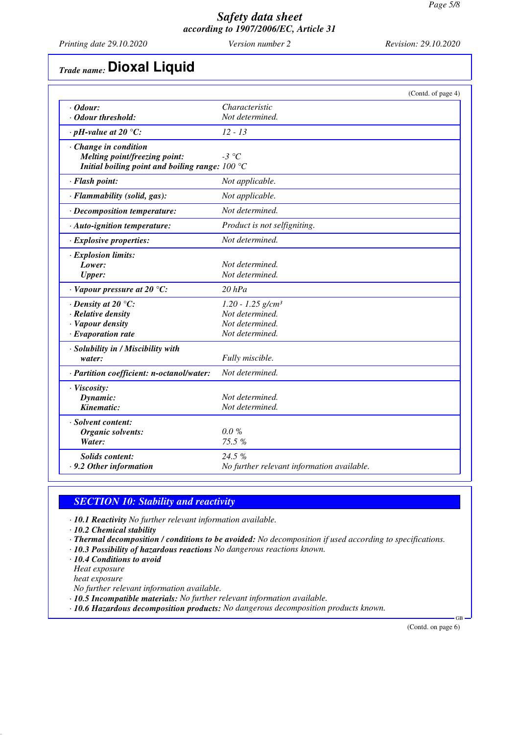# Trade name: Dioxal Liquid

(Contd. of page 4)

| | |
|---|---|
| · **Odour:** | Characteristic |
| · **Odour threshold:** | Not determined. |
| · **pH-value at 20 °C:** | 12 - 13 |
| · **Change in condition** | |
| **Melting point/freezing point:** | -3 °C |
| **Initial boiling point and boiling range:** | 100 °C |
| · **Flash point:** | Not applicable. |
| · **Flammability (solid, gas):** | Not applicable. |
| · **Decomposition temperature:** | Not determined. |
| · **Auto-ignition temperature:** | Product is not selfigniting. |
| · **Explosive properties:** | Not determined. |
| · **Explosion limits:** | |
| **Lower:** | Not determined. |
| **Upper:** | Not determined. |
| · **Vapour pressure at 20 °C:** | 20 hPa |
| · **Density at 20 °C:** | 1.20 - 1.25 g/cm³ |
| · **Relative density** | Not determined. |
| · **Vapour density** | Not determined. |
| · **Evaporation rate** | Not determined. |
| · **Solubility in / Miscibility with water:** | Fully miscible. |
| · **Partition coefficient: n-octanol/water:** | Not determined. |
| · **Viscosity:** | |
| **Dynamic:** | Not determined. |
| **Kinematic:** | Not determined. |
| · **Solvent content:** | |
| **Organic solvents:** | 0.0 % |
| **Water:** | 75.5 % |
| **Solids content:** | 24.5 % |
| · **9.2 Other information** | No further relevant information available. |

## SECTION 10: Stability and reactivity

· **10.1 Reactivity** No further relevant information available.
· **10.2 Chemical stability**
· **Thermal decomposition / conditions to be avoided:** No decomposition if used according to specifications.
· **10.3 Possibility of hazardous reactions** No dangerous reactions known.
· **10.4 Conditions to avoid**
Heat exposure
heat exposure
No further relevant information available.
· **10.5 Incompatible materials:** No further relevant information available.
· **10.6 Hazardous decomposition products:** No dangerous decomposition products known.

(Contd. on page 6)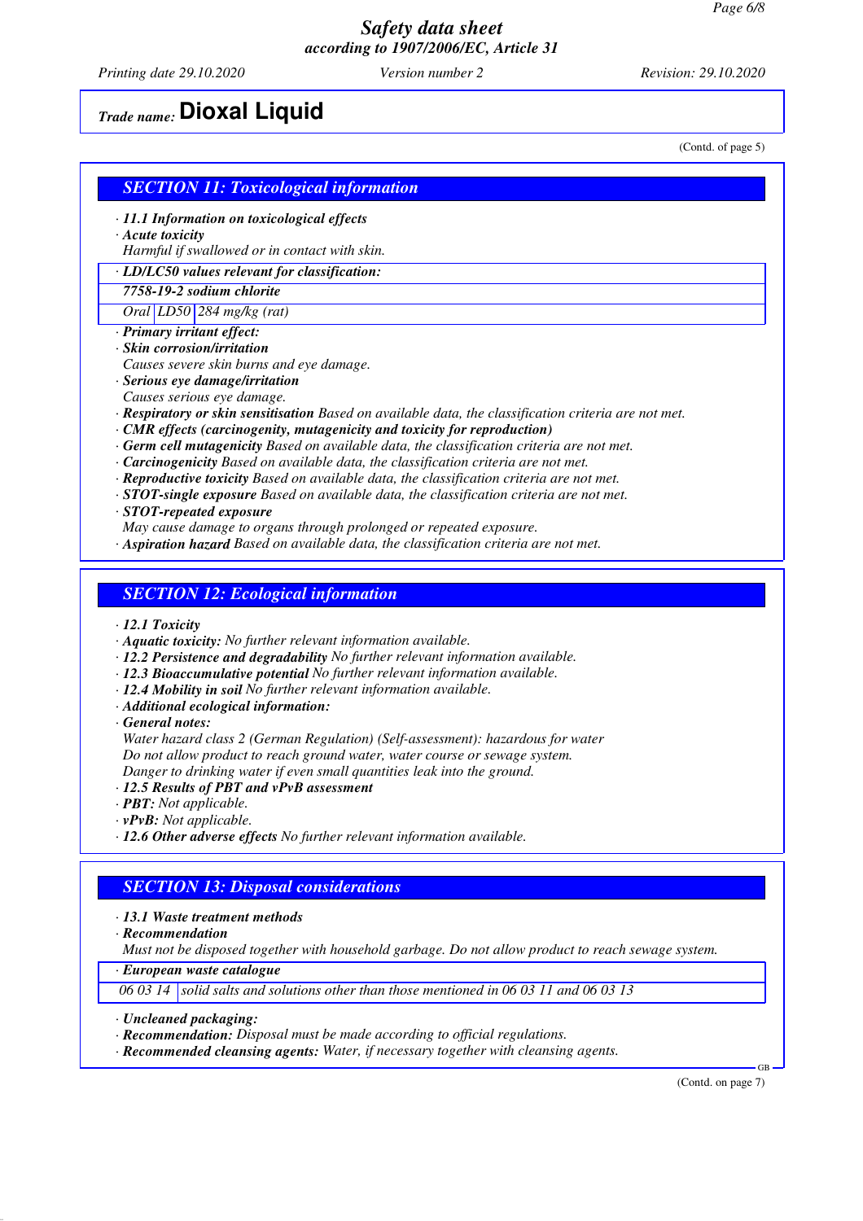# Trade name: **Dioxal Liquid**

(Contd. of page 5)

## SECTION 11: Toxicological information

· **11.1 Information on toxicological effects**
· **Acute toxicity**
Harmful if swallowed or in contact with skin.

| · LD/LC50 values relevant for classification: | | |
|---|---|---|
| **7758-19-2 sodium chlorite** | | |
| Oral | LD50 | 284 mg/kg (rat) |

· **Primary irritant effect:**
· **Skin corrosion/irritation**
Causes severe skin burns and eye damage.
· **Serious eye damage/irritation**
Causes serious eye damage.
· **Respiratory or skin sensitisation** Based on available data, the classification criteria are not met.
· **CMR effects (carcinogenity, mutagenicity and toxicity for reproduction)**
· **Germ cell mutagenicity** Based on available data, the classification criteria are not met.
· **Carcinogenicity** Based on available data, the classification criteria are not met.
· **Reproductive toxicity** Based on available data, the classification criteria are not met.
· **STOT-single exposure** Based on available data, the classification criteria are not met.
· **STOT-repeated exposure**
May cause damage to organs through prolonged or repeated exposure.
· **Aspiration hazard** Based on available data, the classification criteria are not met.

## SECTION 12: Ecological information

· **12.1 Toxicity**
· **Aquatic toxicity:** No further relevant information available.
· **12.2 Persistence and degradability** No further relevant information available.
· **12.3 Bioaccumulative potential** No further relevant information available.
· **12.4 Mobility in soil** No further relevant information available.
· **Additional ecological information:**
· **General notes:**
Water hazard class 2 (German Regulation) (Self-assessment): hazardous for water
Do not allow product to reach ground water, water course or sewage system.
Danger to drinking water if even small quantities leak into the ground.
· **12.5 Results of PBT and vPvB assessment**
· **PBT:** Not applicable.
· **vPvB:** Not applicable.
· **12.6 Other adverse effects** No further relevant information available.

## SECTION 13: Disposal considerations

· **13.1 Waste treatment methods**
· **Recommendation**
Must not be disposed together with household garbage. Do not allow product to reach sewage system.

| · European waste catalogue | |
|---|---|
| 06 03 14 | solid salts and solutions other than those mentioned in 06 03 11 and 06 03 13 |

· **Uncleaned packaging:**
· **Recommendation:** Disposal must be made according to official regulations.
· **Recommended cleansing agents:** Water, if necessary together with cleansing agents.

(Contd. on page 7)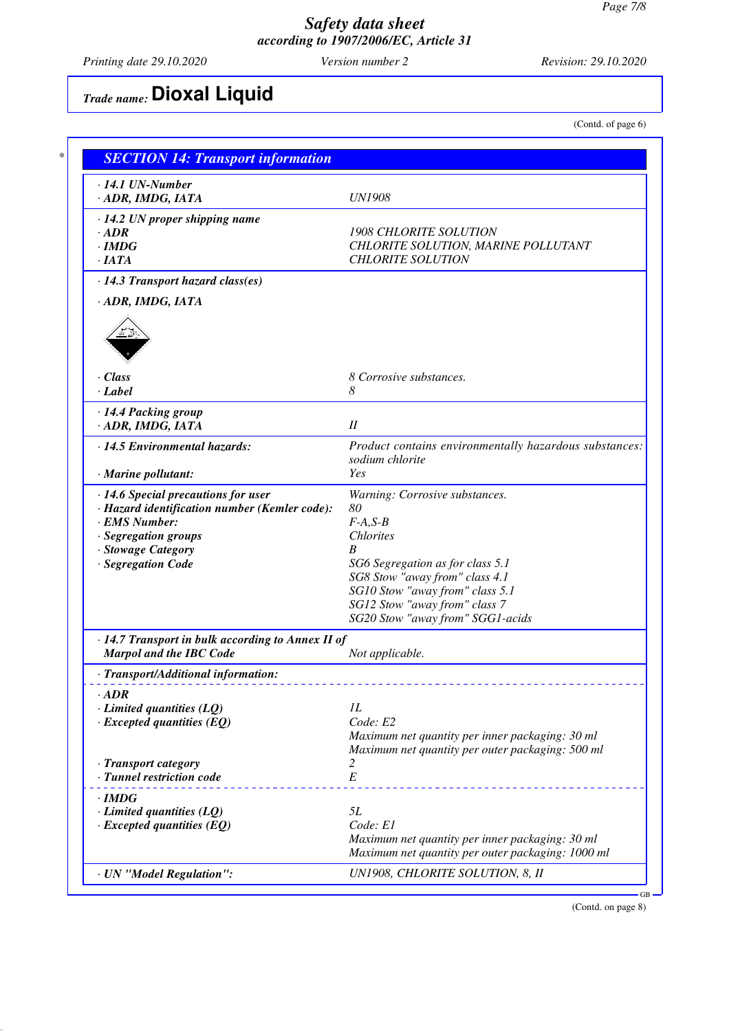# Safety data sheet
**according to 1907/2006/EC, Article 31**

Printing date 29.10.2020 | Version number 2 | Revision: 29.10.2020

**Trade name: Dioxal Liquid**

(Contd. of page 6)

## SECTION 14: Transport information

| | |
|---|---|
| **· 14.1 UN-Number** | |
| **· ADR, IMDG, IATA** | UN1908 |
| **· 14.2 UN proper shipping name** | |
| **· ADR** | 1908 CHLORITE SOLUTION |
| **· IMDG** | CHLORITE SOLUTION, MARINE POLLUTANT |
| **· IATA** | CHLORITE SOLUTION |
| **· 14.3 Transport hazard class(es)** | |
| **· ADR, IMDG, IATA** | |
| **· Class** | 8 Corrosive substances. |
| **· Label** | 8 |
| **· 14.4 Packing group** | |
| **· ADR, IMDG, IATA** | II |
| **· 14.5 Environmental hazards:** | Product contains environmentally hazardous substances: sodium chlorite |
| **· Marine pollutant:** | Yes |
| **· 14.6 Special precautions for user** | Warning: Corrosive substances. |
| **· Hazard identification number (Kemler code):** | 80 |
| **· EMS Number:** | F-A,S-B |
| **· Segregation groups** | Chlorites |
| **· Stowage Category** | B |
| **· Segregation Code** | SG6 Segregation as for class 5.1<br>SG8 Stow "away from" class 4.1<br>SG10 Stow "away from" class 5.1<br>SG12 Stow "away from" class 7<br>SG20 Stow "away from" SGG1-acids |
| **· 14.7 Transport in bulk according to Annex II of Marpol and the IBC Code** | Not applicable. |
| **· Transport/Additional information:** | |
| **· ADR** | |
| **· Limited quantities (LQ)** | 1L |
| **· Excepted quantities (EQ)** | Code: E2<br>Maximum net quantity per inner packaging: 30 ml<br>Maximum net quantity per outer packaging: 500 ml |
| **· Transport category** | 2 |
| **· Tunnel restriction code** | E |
| **· IMDG** | |
| **· Limited quantities (LQ)** | 5L |
| **· Excepted quantities (EQ)** | Code: E1<br>Maximum net quantity per inner packaging: 30 ml<br>Maximum net quantity per outer packaging: 1000 ml |
| **· UN "Model Regulation":** | UN1908, CHLORITE SOLUTION, 8, II |

(Contd. on page 8)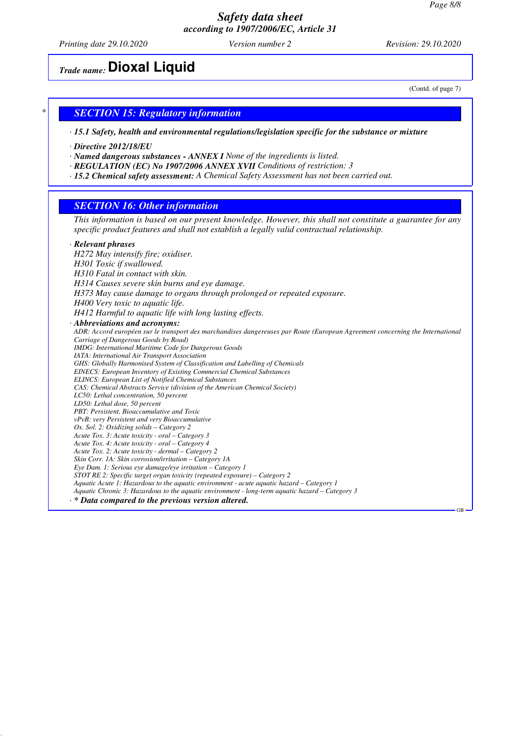*Trade name:* **Dioxal Liquid**

(Contd. of page 7)

## SECTION 15: Regulatory information

· ***15.1 Safety, health and environmental regulations/legislation specific for the substance or mixture***

· ***Directive 2012/18/EU***

· ***Named dangerous substances - ANNEX I*** *None of the ingredients is listed.*

· ***REGULATION (EC) No 1907/2006 ANNEX XVII*** *Conditions of restriction: 3*

· ***15.2 Chemical safety assessment:*** *A Chemical Safety Assessment has not been carried out.*

## SECTION 16: Other information

*This information is based on our present knowledge. However, this shall not constitute a guarantee for any specific product features and shall not establish a legally valid contractual relationship.*

· ***Relevant phrases***

*H272 May intensify fire; oxidiser.*
*H301 Toxic if swallowed.*
*H310 Fatal in contact with skin.*
*H314 Causes severe skin burns and eye damage.*
*H373 May cause damage to organs through prolonged or repeated exposure.*
*H400 Very toxic to aquatic life.*
*H412 Harmful to aquatic life with long lasting effects.*

· ***Abbreviations and acronyms:***

*ADR: Accord européen sur le transport des marchandises dangereuses par Route (European Agreement concerning the International Carriage of Dangerous Goods by Road)*
*IMDG: International Maritime Code for Dangerous Goods*
*IATA: International Air Transport Association*
*GHS: Globally Harmonised System of Classification and Labelling of Chemicals*
*EINECS: European Inventory of Existing Commercial Chemical Substances*
*ELINCS: European List of Notified Chemical Substances*
*CAS: Chemical Abstracts Service (division of the American Chemical Society)*
*LC50: Lethal concentration, 50 percent*
*LD50: Lethal dose, 50 percent*
*PBT: Persistent, Bioaccumulative and Toxic*
*vPvB: very Persistent and very Bioaccumulative*
*Ox. Sol. 2: Oxidizing solids – Category 2*
*Acute Tox. 3: Acute toxicity - oral – Category 3*
*Acute Tox. 4: Acute toxicity - oral – Category 4*
*Acute Tox. 2: Acute toxicity - dermal – Category 2*
*Skin Corr. 1A: Skin corrosion/irritation – Category 1A*
*Eye Dam. 1: Serious eye damage/eye irritation – Category 1*
*STOT RE 2: Specific target organ toxicity (repeated exposure) – Category 2*
*Aquatic Acute 1: Hazardous to the aquatic environment - acute aquatic hazard – Category 1*
*Aquatic Chronic 3: Hazardous to the aquatic environment - long-term aquatic hazard – Category 3*

· ***\* Data compared to the previous version altered.***